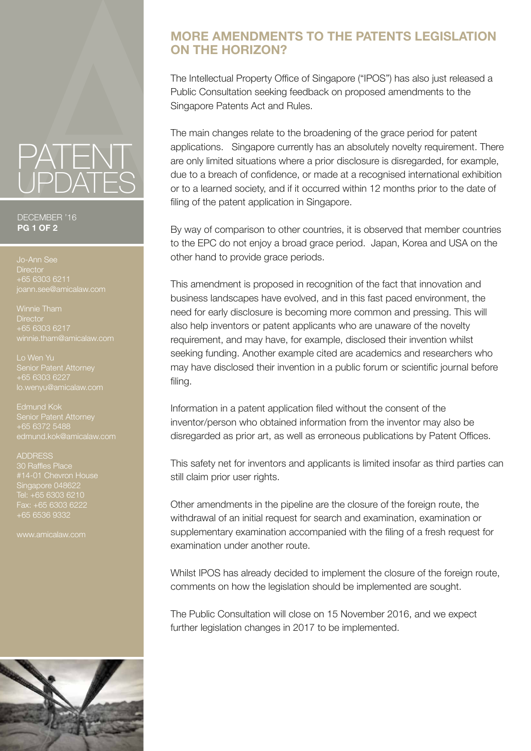# PATENT UPDATES

DECEMBER '16

Jo-Ann See
Director
+65 6303 6211
joann.see@amicalaw.com

Winnie Tham
Director
+65 6303 6217
winnie.tham@amicalaw.com

Lo Wen Yu
Senior Patent Attorney
+65 6303 6227
lo.wenyu@amicalaw.com

Edmund Kok
Senior Patent Attorney
+65 6372 5488
edmund.kok@amicalaw.com

ADDRESS
30 Raffles Place
#14-01 Chevron House
Singapore 048622
Tel: +65 6303 6210
Fax: +65 6303 6222
+65 6536 9332

www.amicalaw.com

## MORE AMENDMENTS TO THE PATENTS LEGISLATION ON THE HORIZON?

The Intellectual Property Office of Singapore ("IPOS") has also just released a Public Consultation seeking feedback on proposed amendments to the Singapore Patents Act and Rules.

The main changes relate to the broadening of the grace period for patent applications. Singapore currently has an absolutely novelty requirement. There are only limited situations where a prior disclosure is disregarded, for example, due to a breach of confidence, or made at a recognised international exhibition or to a learned society, and if it occurred within 12 months prior to the date of filing of the patent application in Singapore.

By way of comparison to other countries, it is observed that member countries to the EPC do not enjoy a broad grace period. Japan, Korea and USA on the other hand to provide grace periods.

This amendment is proposed in recognition of the fact that innovation and business landscapes have evolved, and in this fast paced environment, the need for early disclosure is becoming more common and pressing. This will also help inventors or patent applicants who are unaware of the novelty requirement, and may have, for example, disclosed their invention whilst seeking funding. Another example cited are academics and researchers who may have disclosed their invention in a public forum or scientific journal before filing.

Information in a patent application filed without the consent of the inventor/person who obtained information from the inventor may also be disregarded as prior art, as well as erroneous publications by Patent Offices.

This safety net for inventors and applicants is limited insofar as third parties can still claim prior user rights.

Other amendments in the pipeline are the closure of the foreign route, the withdrawal of an initial request for search and examination, examination or supplementary examination accompanied with the filing of a fresh request for examination under another route.

Whilst IPOS has already decided to implement the closure of the foreign route, comments on how the legislation should be implemented are sought.

The Public Consultation will close on 15 November 2016, and we expect further legislation changes in 2017 to be implemented.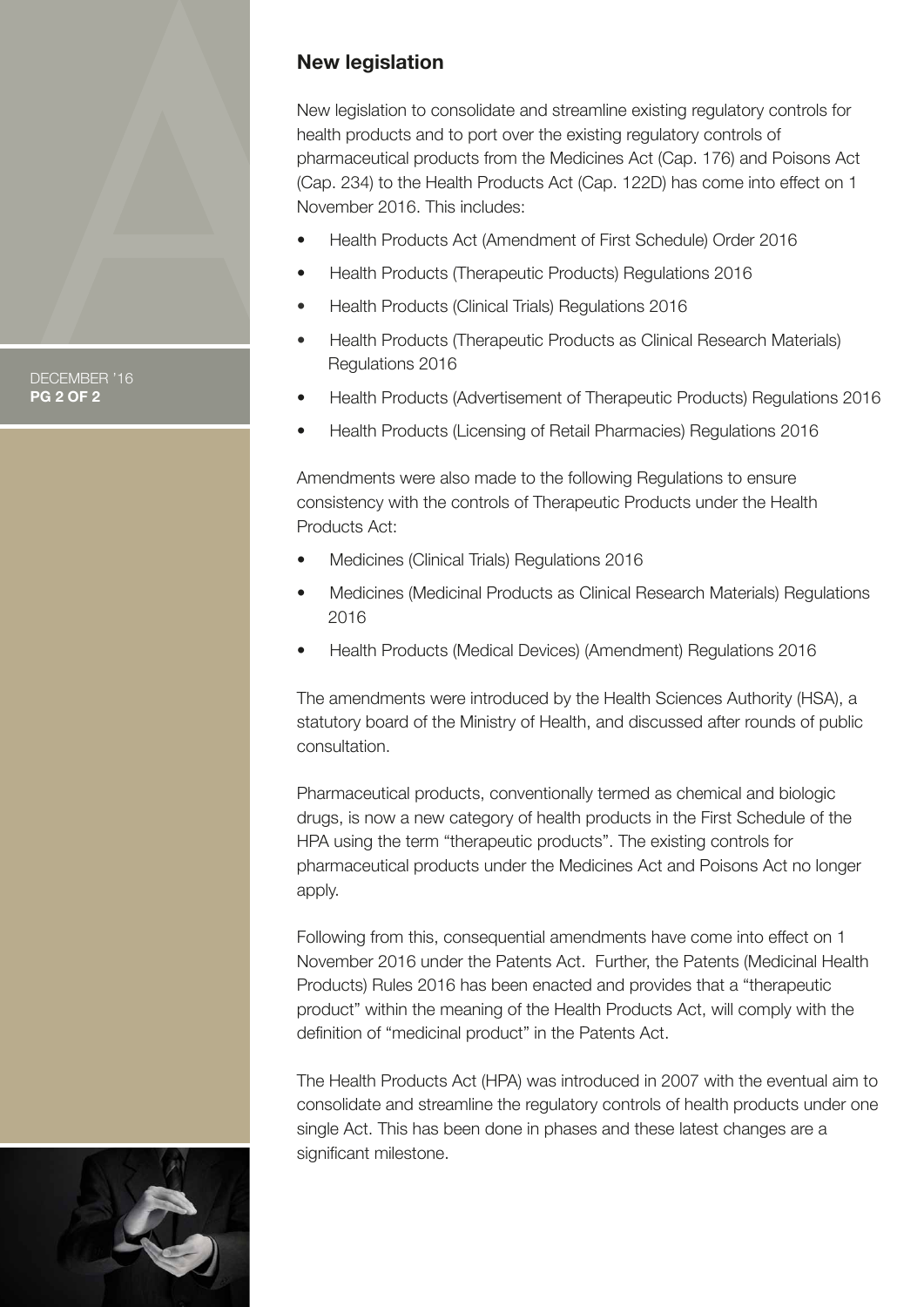## New legislation

New legislation to consolidate and streamline existing regulatory controls for health products and to port over the existing regulatory controls of pharmaceutical products from the Medicines Act (Cap. 176) and Poisons Act (Cap. 234) to the Health Products Act (Cap. 122D) has come into effect on 1 November 2016. This includes:

- Health Products Act (Amendment of First Schedule) Order 2016
- Health Products (Therapeutic Products) Regulations 2016
- Health Products (Clinical Trials) Regulations 2016
- Health Products (Therapeutic Products as Clinical Research Materials) Regulations 2016
- Health Products (Advertisement of Therapeutic Products) Regulations 2016
- Health Products (Licensing of Retail Pharmacies) Regulations 2016

Amendments were also made to the following Regulations to ensure consistency with the controls of Therapeutic Products under the Health Products Act:

- Medicines (Clinical Trials) Regulations 2016
- Medicines (Medicinal Products as Clinical Research Materials) Regulations 2016
- Health Products (Medical Devices) (Amendment) Regulations 2016

The amendments were introduced by the Health Sciences Authority (HSA), a statutory board of the Ministry of Health, and discussed after rounds of public consultation.

Pharmaceutical products, conventionally termed as chemical and biologic drugs, is now a new category of health products in the First Schedule of the HPA using the term "therapeutic products". The existing controls for pharmaceutical products under the Medicines Act and Poisons Act no longer apply.

Following from this, consequential amendments have come into effect on 1 November 2016 under the Patents Act. Further, the Patents (Medicinal Health Products) Rules 2016 has been enacted and provides that a "therapeutic product" within the meaning of the Health Products Act, will comply with the definition of "medicinal product" in the Patents Act.

The Health Products Act (HPA) was introduced in 2007 with the eventual aim to consolidate and streamline the regulatory controls of health products under one single Act. This has been done in phases and these latest changes are a significant milestone.